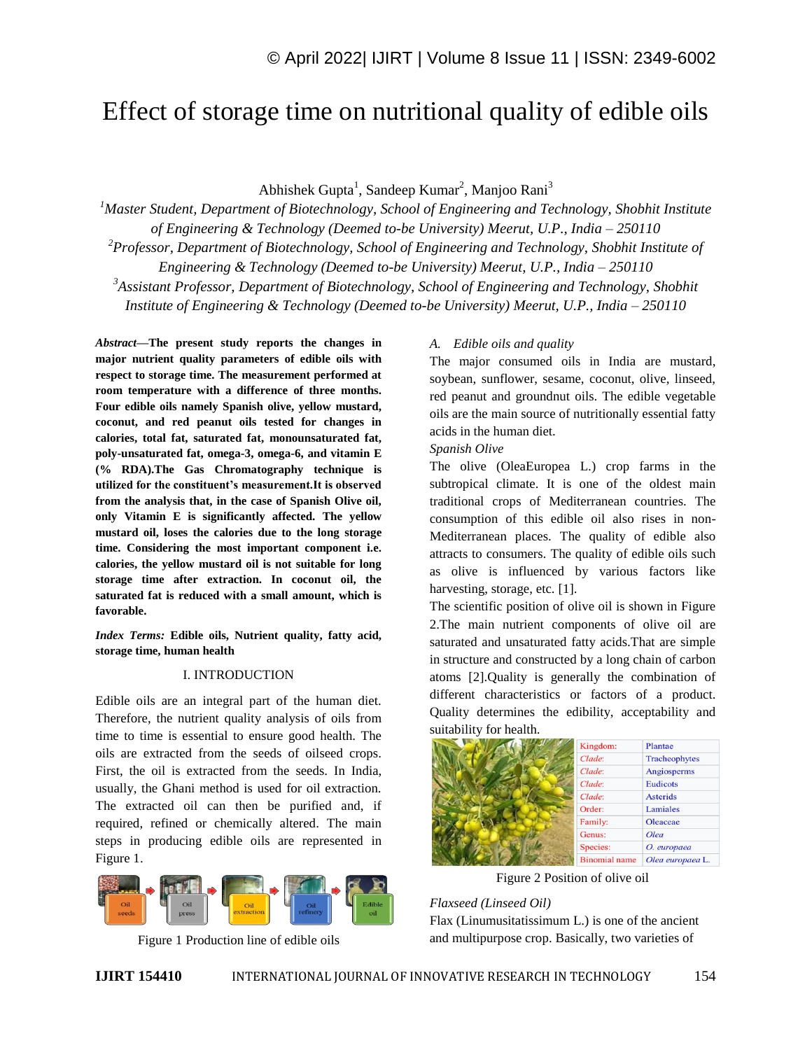# Effect of storage time on nutritional quality of edible oils

Abhishek Gupta[1], Sandeep Kumar[2], Manjoo Rani[3]

[1]*Master Student, Department of Biotechnology, School of Engineering and Technology, Shobhit Institute of Engineering & Technology (Deemed to-be University) Meerut, U.P., India – 250110*

[2]*Professor, Department of Biotechnology, School of Engineering and Technology, Shobhit Institute of Engineering & Technology (Deemed to-be University) Meerut, U.P., India – 250110*

[3]*Assistant Professor, Department of Biotechnology, School of Engineering and Technology, Shobhit Institute of Engineering & Technology (Deemed to-be University) Meerut, U.P., India – 250110*

***Abstract*—The present study reports the changes in major nutrient quality parameters of edible oils with respect to storage time. The measurement performed at room temperature with a difference of three months. Four edible oils namely Spanish olive, yellow mustard, coconut, and red peanut oils tested for changes in calories, total fat, saturated fat, monounsaturated fat, poly-unsaturated fat, omega-3, omega-6, and vitamin E (% RDA).The Gas Chromatography technique is utilized for the constituent's measurement.It is observed from the analysis that, in the case of Spanish Olive oil, only Vitamin E is significantly affected. The yellow mustard oil, loses the calories due to the long storage time. Considering the most important component i.e. calories, the yellow mustard oil is not suitable for long storage time after extraction. In coconut oil, the saturated fat is reduced with a small amount, which is favorable.**

***Index Terms:* Edible oils, Nutrient quality, fatty acid, storage time, human health**

## I. INTRODUCTION

Edible oils are an integral part of the human diet. Therefore, the nutrient quality analysis of oils from time to time is essential to ensure good health. The oils are extracted from the seeds of oilseed crops. First, the oil is extracted from the seeds. In India, usually, the Ghani method is used for oil extraction. The extracted oil can then be purified and, if required, refined or chemically altered. The main steps in producing edible oils are represented in Figure 1.

Oil seeds → Oil press → Oil extraction → Oil refinery → Edible oil

Figure 1 Production line of edible oils

### A. Edible oils and quality

The major consumed oils in India are mustard, soybean, sunflower, sesame, coconut, olive, linseed, red peanut and groundnut oils. The edible vegetable oils are the main source of nutritionally essential fatty acids in the human diet.

*Spanish Olive*

The olive (OleaEuropea L.) crop farms in the subtropical climate. It is one of the oldest main traditional crops of Mediterranean countries. The consumption of this edible oil also rises in non-Mediterranean places. The quality of edible also attracts to consumers. The quality of edible oil such as olive is influenced by various factors like harvesting, storage, etc. [1].

The scientific position of olive oil is shown in Figure 2.The main nutrient components of olive oil are saturated and unsaturated fatty acids.That are simple in structure and constructed by a long chain of carbon atoms [2].Quality is generally the combination of different characteristics or factors of a product. Quality determines the edibility, acceptability and suitability for health.

| Kingdom: | Plantae |
|---|---|
| *Clade*: | Tracheophytes |
| *Clade*: | Angiosperms |
| *Clade*: | Eudicots |
| *Clade*: | Asterids |
| Order: | Lamiales |
| Family: | Oleaceae |
| Genus: | *Olea* |
| Species: | *O. europaea* |
| Binomial name | *Olea europaea* L. |

Figure 2 Position of olive oil

*Flaxseed (Linseed Oil)*

Flax (Linumusitatissimum L.) is one of the ancient and multipurpose crop. Basically, two varieties of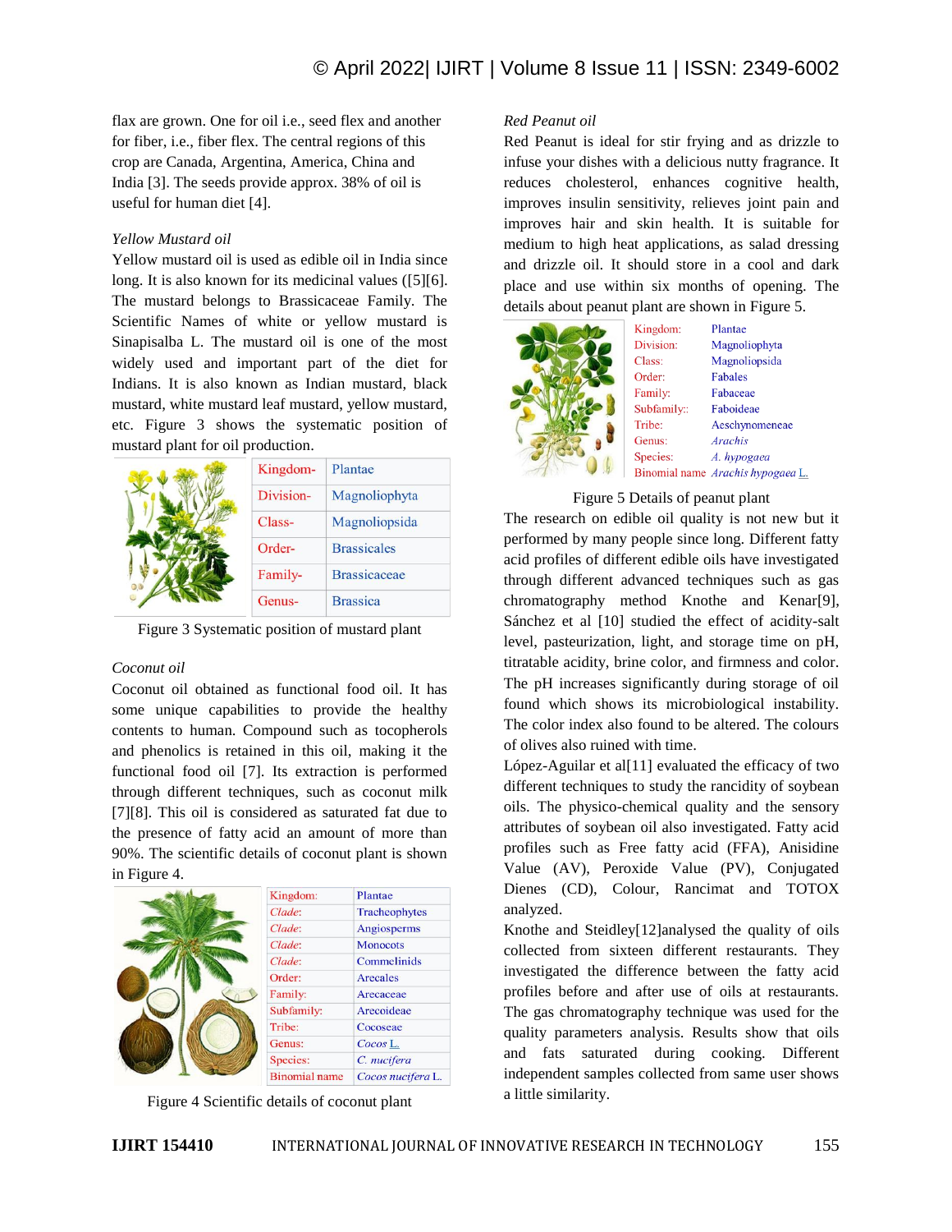flax are grown. One for oil i.e., seed flex and another for fiber, i.e., fiber flex. The central regions of this crop are Canada, Argentina, America, China and India [3]. The seeds provide approx. 38% of oil is useful for human diet [4].

*Yellow Mustard oil*

Yellow mustard oil is used as edible oil in India since long. It is also known for its medicinal values ([5][6]. The mustard belongs to Brassicaceae Family. The Scientific Names of white or yellow mustard is Sinapisalba L. The mustard oil is one of the most widely used and important part of the diet for Indians. It is also known as Indian mustard, black mustard, white mustard leaf mustard, yellow mustard, etc. Figure 3 shows the systematic position of mustard plant for oil production.

| | |
|---|---|
| Kingdom- | Plantae |
| Division- | Magnoliophyta |
| Class- | Magnoliopsida |
| Order- | Brassicales |
| Family- | Brassicaceae |
| Genus- | Brassica |

Figure 3 Systematic position of mustard plant

*Coconut oil*

Coconut oil obtained as functional food oil. It has some unique capabilities to provide the healthy contents to human. Compound such as tocopherols and phenolics is retained in this oil, making it the functional food oil [7]. Its extraction is performed through different techniques, such as coconut milk [7][8]. This oil is considered as saturated fat due to the presence of fatty acid an amount of more than 90%. The scientific details of coconut plant is shown in Figure 4.

| | |
|---|---|
| Kingdom: | Plantae |
| *Clade:* | Tracheophytes |
| *Clade:* | Angiosperms |
| *Clade:* | Monocots |
| *Clade:* | Commelinids |
| Order: | Arecales |
| Family: | Arecaceae |
| Subfamily: | Arecoideae |
| Tribe: | Cocoseae |
| Genus: | *Cocos* L. |
| Species: | *C. nucifera* |
| Binomial name | *Cocos nucifera* L. |

Figure 4 Scientific details of coconut plant

*Red Peanut oil*

Red Peanut is ideal for stir frying and as drizzle to infuse your dishes with a delicious nutty fragrance. It reduces cholesterol, enhances cognitive health, improves insulin sensitivity, relieves joint pain and improves hair and skin health. It is suitable for medium to high heat applications, as salad dressing and drizzle oil. It should store in a cool and dark place and use within six months of opening. The details about peanut plant are shown in Figure 5.

| | |
|---|---|
| Kingdom: | Plantae |
| Division: | Magnoliophyta |
| Class: | Magnoliopsida |
| Order: | Fabales |
| Family: | Fabaceae |
| Subfamily:: | Faboideae |
| Tribe: | Aeschynomeneae |
| Genus: | *Arachis* |
| Species: | *A. hypogaea* |
| Binomial name | *Arachis hypogaea* L. |

Figure 5 Details of peanut plant

The research on edible oil quality is not new but it performed by many people since long. Different fatty acid profiles of different edible oils have investigated through different advanced techniques such as gas chromatography method Knothe and Kenar[9], Sánchez et al [10] studied the effect of acidity-salt level, pasteurization, light, and storage time on pH, titratable acidity, brine color, and firmness and color. The pH increases significantly during storage of oil found which shows its microbiological instability. The color index also found to be altered. The colours of olives also ruined with time.

López-Aguilar et al[11] evaluated the efficacy of two different techniques to study the rancidity of soybean oils. The physico-chemical quality and the sensory attributes of soybean oil also investigated. Fatty acid profiles such as Free fatty acid (FFA), Anisidine Value (AV), Peroxide Value (PV), Conjugated Dienes (CD), Colour, Rancimat and TOTOX analyzed.

Knothe and Steidley[12]analysed the quality of oils collected from sixteen different restaurants. They investigated the difference between the fatty acid profiles before and after use of oils at restaurants. The gas chromatography technique was used for the quality parameters analysis. Results show that oils and fats saturated during cooking. Different independent samples collected from same user shows a little similarity.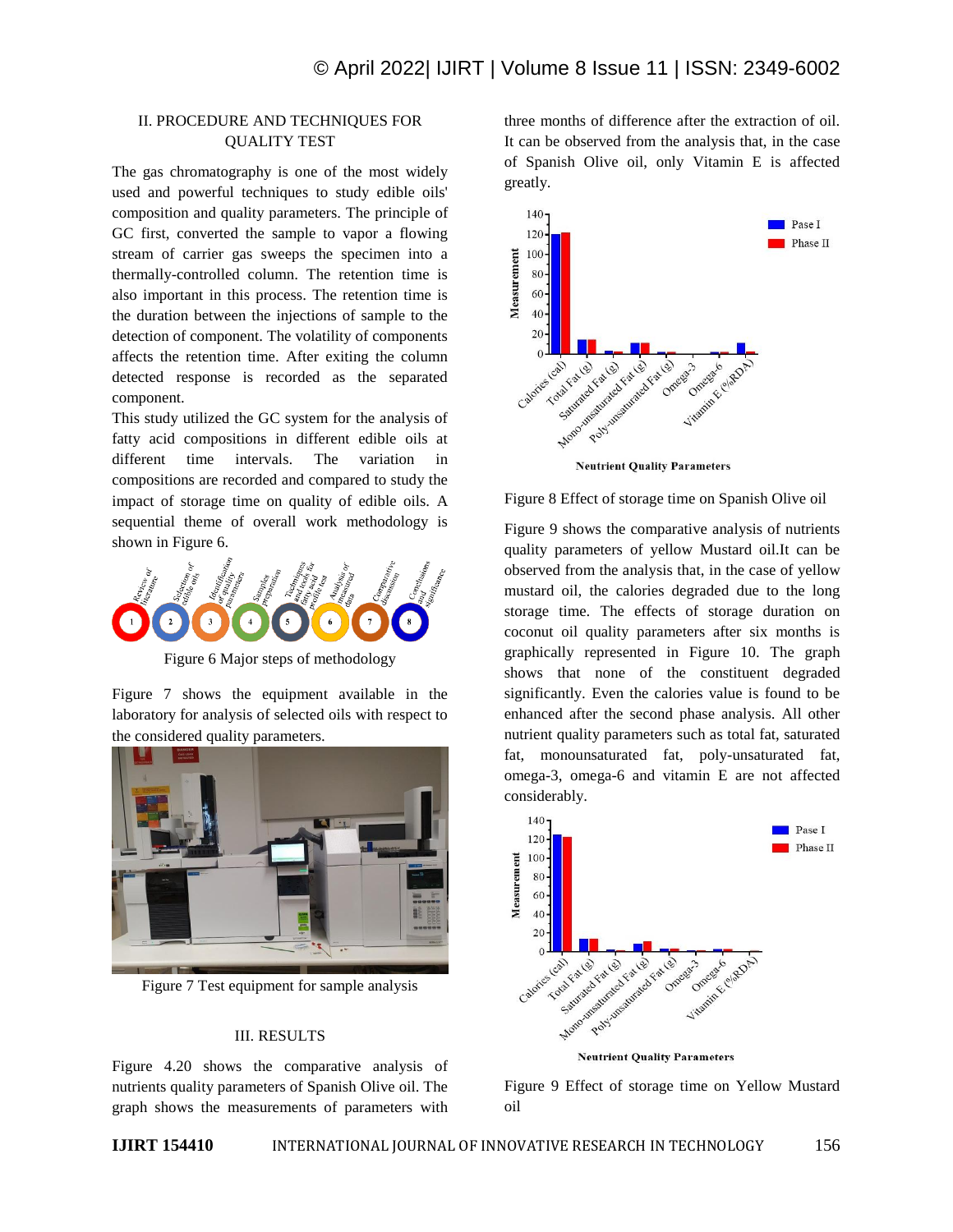## II. PROCEDURE AND TECHNIQUES FOR QUALITY TEST

The gas chromatography is one of the most widely used and powerful techniques to study edible oils' composition and quality parameters. The principle of GC first, converted the sample to vapor a flowing stream of carrier gas sweeps the specimen into a thermally-controlled column. The retention time is also important in this process. The retention time is the duration between the injections of sample to the detection of component. The volatility of components affects the retention time. After exiting the column detected response is recorded as the separated component.

This study utilized the GC system for the analysis of fatty acid compositions in different edible oils at different time intervals. The variation in compositions are recorded and compared to study the impact of storage time on quality of edible oils. A sequential theme of overall work methodology is shown in Figure 6.

Figure 6 Major steps of methodology

Figure 7 shows the equipment available in the laboratory for analysis of selected oils with respect to the considered quality parameters.

Figure 7 Test equipment for sample analysis

## III. RESULTS

Figure 4.20 shows the comparative analysis of nutrients quality parameters of Spanish Olive oil. The graph shows the measurements of parameters with three months of difference after the extraction of oil. It can be observed from the analysis that, in the case of Spanish Olive oil, only Vitamin E is affected greatly.

Figure 8 Effect of storage time on Spanish Olive oil

Figure 9 shows the comparative analysis of nutrients quality parameters of yellow Mustard oil.It can be observed from the analysis that, in the case of yellow mustard oil, the calories degraded due to the long storage time. The effects of storage duration on coconut oil quality parameters after six months is graphically represented in Figure 10. The graph shows that none of the constituent degraded significantly. Even the calories value is found to be enhanced after the second phase analysis. All other nutrient quality parameters such as total fat, saturated fat, monounsaturated fat, poly-unsaturated fat, omega-3, omega-6 and vitamin E are not affected considerably.

Figure 9 Effect of storage time on Yellow Mustard oil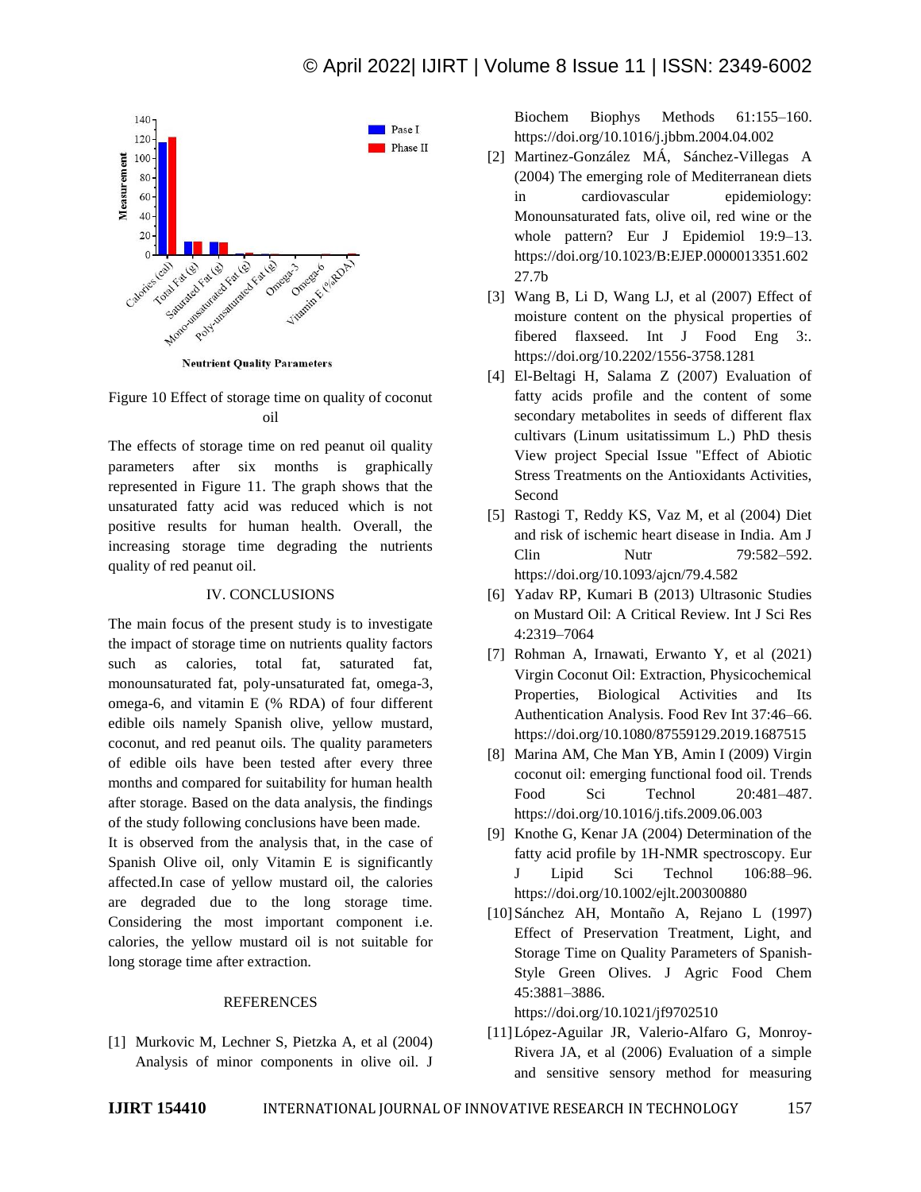Figure 10 Effect of storage time on quality of coconut oil

The effects of storage time on red peanut oil quality parameters after six months is graphically represented in Figure 11. The graph shows that the unsaturated fatty acid was reduced which is not positive results for human health. Overall, the increasing storage time degrading the nutrients quality of red peanut oil.

## IV. CONCLUSIONS

The main focus of the present study is to investigate the impact of storage time on nutrients quality factors such as calories, total fat, saturated fat, monounsaturated fat, poly-unsaturated fat, omega-3, omega-6, and vitamin E (% RDA) of four different edible oils namely Spanish olive, yellow mustard, coconut, and red peanut oils. The quality parameters of edible oils have been tested after every three months and compared for suitability for human health after storage. Based on the data analysis, the findings of the study following conclusions have been made.

It is observed from the analysis that, in the case of Spanish Olive oil, only Vitamin E is significantly affected.In case of yellow mustard oil, the calories are degraded due to the long storage time. Considering the most important component i.e. calories, the yellow mustard oil is not suitable for long storage time after extraction.

## REFERENCES

[1] Murkovic M, Lechner S, Pietzka A, et al (2004) Analysis of minor components in olive oil. J Biochem Biophys Methods 61:155–160. https://doi.org/10.1016/j.jbbm.2004.04.002

[2] Martinez-González MÁ, Sánchez-Villegas A (2004) The emerging role of Mediterranean diets in cardiovascular epidemiology: Monounsaturated fats, olive oil, red wine or the whole pattern? Eur J Epidemiol 19:9–13. https://doi.org/10.1023/B:EJEP.0000013351.60227.7b

[3] Wang B, Li D, Wang LJ, et al (2007) Effect of moisture content on the physical properties of fibered flaxseed. Int J Food Eng 3:. https://doi.org/10.2202/1556-3758.1281

[4] El-Beltagi H, Salama Z (2007) Evaluation of fatty acids profile and the content of some secondary metabolites in seeds of different flax cultivars (Linum usitatissimum L.) PhD thesis View project Special Issue "Effect of Abiotic Stress Treatments on the Antioxidants Activities, Second

[5] Rastogi T, Reddy KS, Vaz M, et al (2004) Diet and risk of ischemic heart disease in India. Am J Clin Nutr 79:582–592. https://doi.org/10.1093/ajcn/79.4.582

[6] Yadav RP, Kumari B (2013) Ultrasonic Studies on Mustard Oil: A Critical Review. Int J Sci Res 4:2319–7064

[7] Rohman A, Irnawati, Erwanto Y, et al (2021) Virgin Coconut Oil: Extraction, Physicochemical Properties, Biological Activities and Its Authentication Analysis. Food Rev Int 37:46–66. https://doi.org/10.1080/87559129.2019.1687515

[8] Marina AM, Che Man YB, Amin I (2009) Virgin coconut oil: emerging functional food oil. Trends Food Sci Technol 20:481–487. https://doi.org/10.1016/j.tifs.2009.06.003

[9] Knothe G, Kenar JA (2004) Determination of the fatty acid profile by 1H-NMR spectroscopy. Eur J Lipid Sci Technol 106:88–96. https://doi.org/10.1002/ejlt.200300880

[10] Sánchez AH, Montaño A, Rejano L (1997) Effect of Preservation Treatment, Light, and Storage Time on Quality Parameters of Spanish-Style Green Olives. J Agric Food Chem 45:3881–3886. https://doi.org/10.1021/jf9702510

[11] López-Aguilar JR, Valerio-Alfaro G, Monroy-Rivera JA, et al (2006) Evaluation of a simple and sensitive sensory method for measuring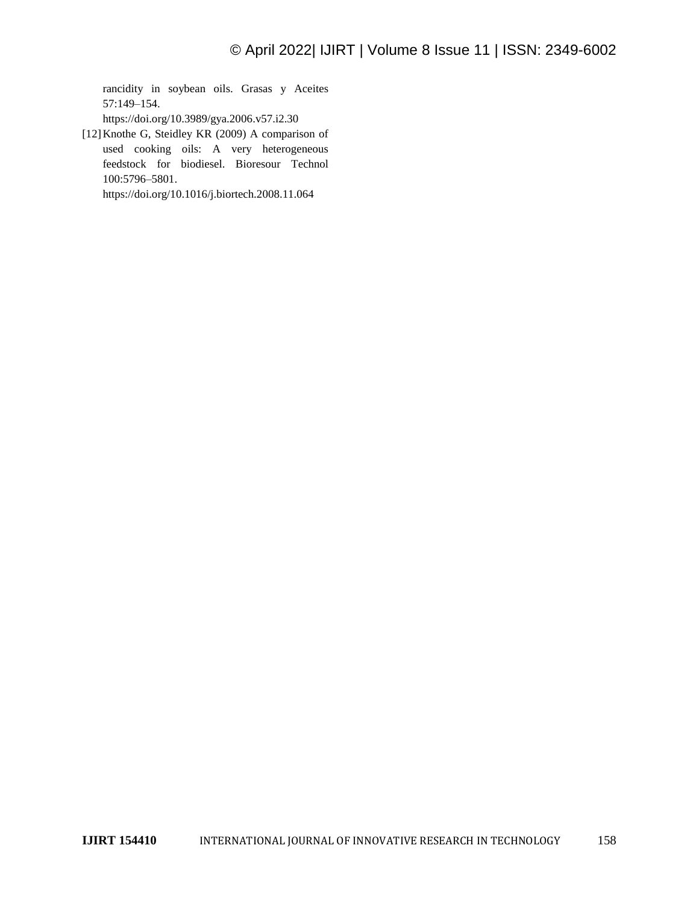rancidity in soybean oils. Grasas y Aceites 57:149–154. https://doi.org/10.3989/gya.2006.v57.i2.30

[12] Knothe G, Steidley KR (2009) A comparison of used cooking oils: A very heterogeneous feedstock for biodiesel. Bioresour Technol 100:5796–5801. https://doi.org/10.1016/j.biortech.2008.11.064